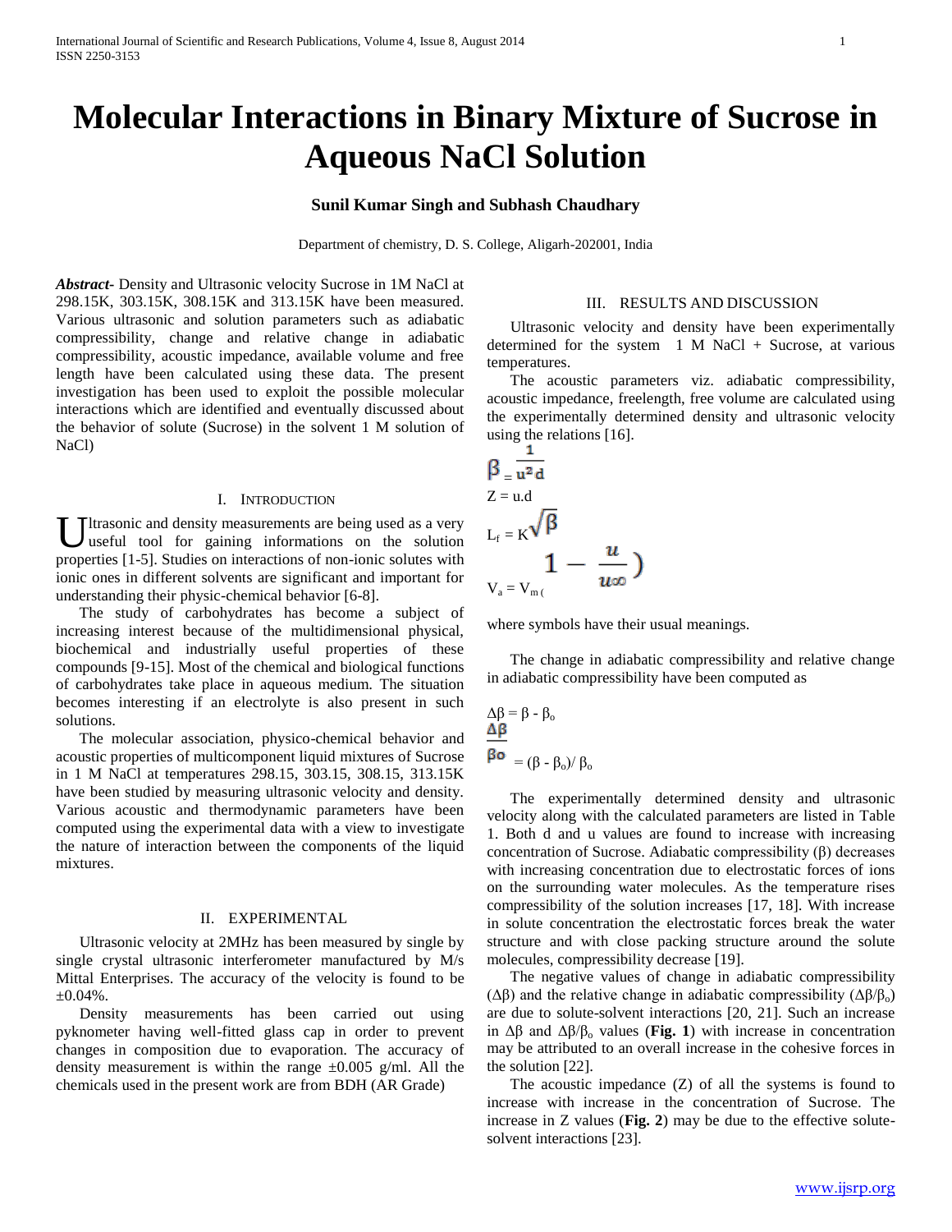# Molecular Interactions in Binary Mixture of Sucrose in Aqueous NaCl Solution

**Sunil Kumar Singh and Subhash Chaudhary**

Department of chemistry, D. S. College, Aligarh-202001, India

***Abstract-*** Density and Ultrasonic velocity Sucrose in 1M NaCl at 298.15K, 303.15K, 308.15K and 313.15K have been measured. Various ultrasonic and solution parameters such as adiabatic compressibility, change and relative change in adiabatic compressibility, acoustic impedance, available volume and free length have been calculated using these data. The present investigation has been used to exploit the possible molecular interactions which are identified and eventually discussed about the behavior of solute (Sucrose) in the solvent 1 M solution of NaCl)

## I. Introduction

Ultrasonic and density measurements are being used as a very useful tool for gaining informations on the solution properties [1-5]. Studies on interactions of non-ionic solutes with ionic ones in different solvents are significant and important for understanding their physic-chemical behavior [6-8].

The study of carbohydrates has become a subject of increasing interest because of the multidimensional physical, biochemical and industrially useful properties of these compounds [9-15]. Most of the chemical and biological functions of carbohydrates take place in aqueous medium. The situation becomes interesting if an electrolyte is also present in such solutions.

The molecular association, physico-chemical behavior and acoustic properties of multicomponent liquid mixtures of Sucrose in 1 M NaCl at temperatures 298.15, 303.15, 308.15, 313.15K have been studied by measuring ultrasonic velocity and density. Various acoustic and thermodynamic parameters have been computed using the experimental data with a view to investigate the nature of interaction between the components of the liquid mixtures.

## II. Experimental

Ultrasonic velocity at 2MHz has been measured by single by single crystal ultrasonic interferometer manufactured by M/s Mittal Enterprises. The accuracy of the velocity is found to be ±0.04%.

Density measurements has been carried out using pyknometer having well-fitted glass cap in order to prevent changes in composition due to evaporation. The accuracy of density measurement is within the range ±0.005 g/ml. All the chemicals used in the present work are from BDH (AR Grade)

## III. Results and Discussion

Ultrasonic velocity and density have been experimentally determined for the system 1 M NaCl + Sucrose, at various temperatures.

The acoustic parameters viz. adiabatic compressibility, acoustic impedance, freelength, free volume are calculated using the experimentally determined density and ultrasonic velocity using the relations [16].

$$\beta = \frac{1}{u^2 d}$$

$$Z = u.d$$

$$L_f = K\sqrt{\beta}$$

$$V_a = V_m\left(1 - \frac{u}{u_\infty}\right)$$

where symbols have their usual meanings.

The change in adiabatic compressibility and relative change in adiabatic compressibility have been computed as

$$\Delta\beta = \beta - \beta_o$$

$$\frac{\Delta\beta}{\beta_o} = (\beta - \beta_o)/\beta_o$$

The experimentally determined density and ultrasonic velocity along with the calculated parameters are listed in Table 1. Both d and u values are found to increase with increasing concentration of Sucrose. Adiabatic compressibility (β) decreases with increasing concentration due to electrostatic forces of ions on the surrounding water molecules. As the temperature rises compressibility of the solution increases [17, 18]. With increase in solute concentration the electrostatic forces break the water structure and with close packing structure around the solute molecules, compressibility decrease [19].

The negative values of change in adiabatic compressibility ($\Delta\beta$) and the relative change in adiabatic compressibility ($\Delta\beta/\beta_o$) are due to solute-solvent interactions [20, 21]. Such an increase in $\Delta\beta$ and $\Delta\beta/\beta_o$ values (**Fig. 1**) with increase in concentration may be attributed to an overall increase in the cohesive forces in the solution [22].

The acoustic impedance (Z) of all the systems is found to increase with increase in the concentration of Sucrose. The increase in Z values (**Fig. 2**) may be due to the effective solute-solvent interactions [23].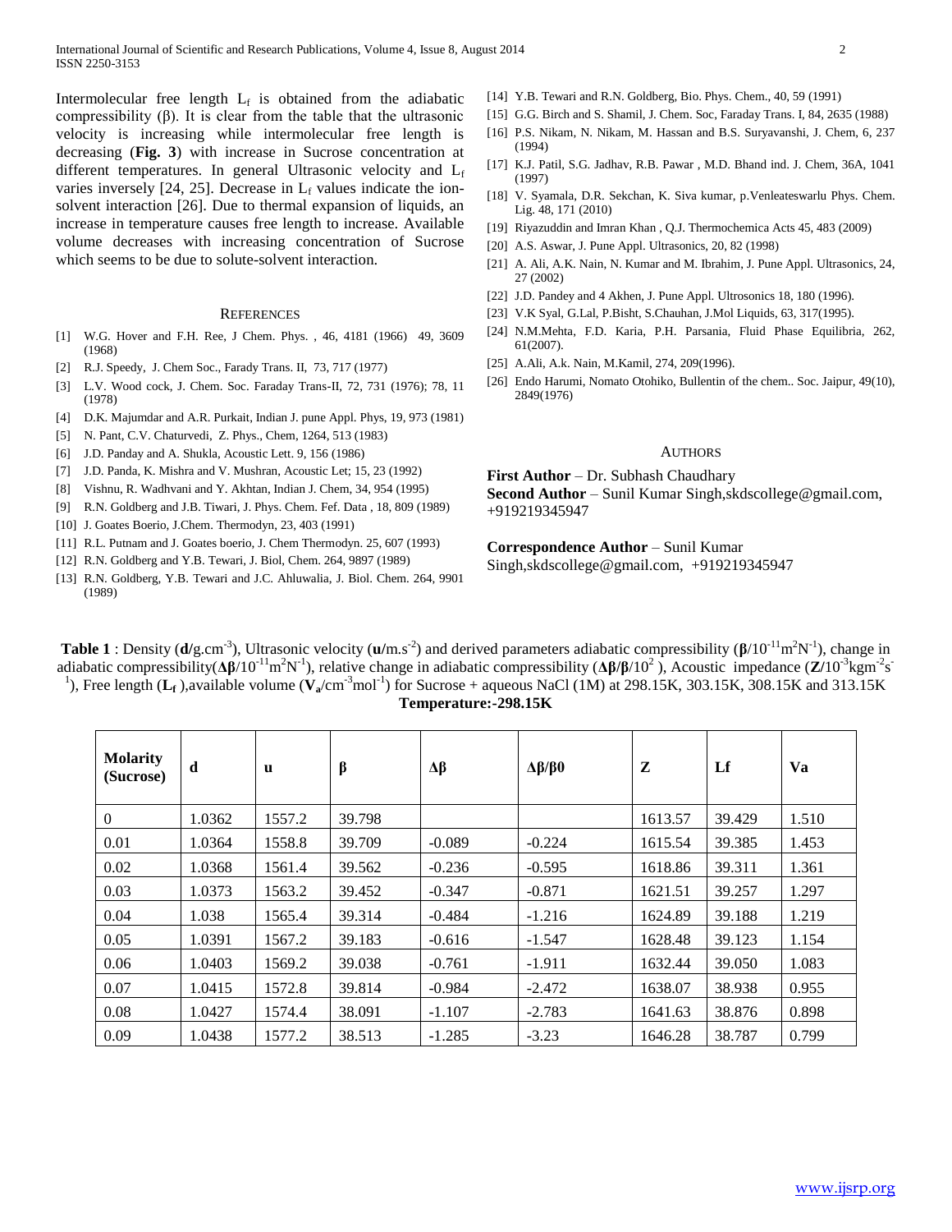Intermolecular free length $L_f$ is obtained from the adiabatic compressibility (β). It is clear from the table that the ultrasonic velocity is increasing while intermolecular free length is decreasing (**Fig. 3**) with increase in Sucrose concentration at different temperatures. In general Ultrasonic velocity and $L_f$ varies inversely [24, 25]. Decrease in $L_f$ values indicate the ion-solvent interaction [26]. Due to thermal expansion of liquids, an increase in temperature causes free length to increase. Available volume decreases with increasing concentration of Sucrose which seems to be due to solute-solvent interaction.

## References

[1] W.G. Hover and F.H. Ree, J Chem. Phys. , 46, 4181 (1966) 49, 3609 (1968)

[2] R.J. Speedy, J. Chem Soc., Farady Trans. II, 73, 717 (1977)

[3] L.V. Wood cock, J. Chem. Soc. Faraday Trans-II, 72, 731 (1976); 78, 11 (1978)

[4] D.K. Majumdar and A.R. Purkait, Indian J. pune Appl. Phys, 19, 973 (1981)

[5] N. Pant, C.V. Chaturvedi, Z. Phys., Chem, 1264, 513 (1983)

[6] J.D. Panday and A. Shukla, Acoustic Lett. 9, 156 (1986)

[7] J.D. Panda, K. Mishra and V. Mushran, Acoustic Let; 15, 23 (1992)

[8] Vishnu, R. Wadhvani and Y. Akhtan, Indian J. Chem, 34, 954 (1995)

[9] R.N. Goldberg and J.B. Tiwari, J. Phys. Chem. Fef. Data , 18, 809 (1989)

[10] J. Goates Boerio, J.Chem. Thermodyn, 23, 403 (1991)

[11] R.L. Putnam and J. Goates boerio, J. Chem Thermodyn. 25, 607 (1993)

[12] R.N. Goldberg and Y.B. Tewari, J. Biol, Chem. 264, 9897 (1989)

[13] R.N. Goldberg, Y.B. Tewari and J.C. Ahluwalia, J. Biol. Chem. 264, 9901 (1989)

[14] Y.B. Tewari and R.N. Goldberg, Bio. Phys. Chem., 40, 59 (1991)

[15] G.G. Birch and S. Shamil, J. Chem. Soc, Faraday Trans. I, 84, 2635 (1988)

[16] P.S. Nikam, N. Nikam, M. Hassan and B.S. Suryavanshi, J. Chem, 6, 237 (1994)

[17] K.J. Patil, S.G. Jadhav, R.B. Pawar , M.D. Bhand ind. J. Chem, 36A, 1041 (1997)

[18] V. Syamala, D.R. Sekchan, K. Siva kumar, p.Venleateswarlu Phys. Chem. Lig. 48, 171 (2010)

[19] Riyazuddin and Imran Khan , Q.J. Thermochemica Acts 45, 483 (2009)

[20] A.S. Aswar, J. Pune Appl. Ultrasonics, 20, 82 (1998)

[21] A. Ali, A.K. Nain, N. Kumar and M. Ibrahim, J. Pune Appl. Ultrasonics, 24, 27 (2002)

[22] J.D. Pandey and 4 Akhen, J. Pune Appl. Ultrosonics 18, 180 (1996).

[23] V.K Syal, G.Lal, P.Bisht, S.Chauhan, J.Mol Liquids, 63, 317(1995).

[24] N.M.Mehta, F.D. Karia, P.H. Parsania, Fluid Phase Equilibria, 262, 61(2007).

[25] A.Ali, A.k. Nain, M.Kamil, 274, 209(1996).

[26] Endo Harumi, Nomato Otohiko, Bullentin of the chem.. Soc. Jaipur, 49(10), 2849(1976)

## Authors

**First Author** – Dr. Subhash Chaudhary

**Second Author** – Sunil Kumar Singh,skdscollege@gmail.com, +919219345947

**Correspondence Author** – Sunil Kumar Singh,skdscollege@gmail.com, +919219345947

**Table 1** : Density (**d**/g.cm$^{-3}$), Ultrasonic velocity (**u**/m.s$^{-2}$) and derived parameters adiabatic compressibility (**β**/$10^{-11}$m$^2$N$^{-1}$), change in adiabatic compressibility(**Δβ**/$10^{-11}$m$^2$N$^{-1}$), relative change in adiabatic compressibility (**Δβ**/**β**/$10^2$ ), Acoustic impedance (**Z**/$10^{-3}$kgm$^{-2}$s$^{-1}$), Free length (**$L_f$** ),available volume (**$V_a$**/cm$^{-3}$mol$^{-1}$) for Sucrose + aqueous NaCl (1M) at 298.15K, 303.15K, 308.15K and 313.15K

**Temperature:-298.15K**

| Molarity (Sucrose) | d | u | β | Δβ | Δβ/β0 | Z | Lf | Va |
|---|---|---|---|---|---|---|---|---|
| 0 | 1.0362 | 1557.2 | 39.798 | | | 1613.57 | 39.429 | 1.510 |
| 0.01 | 1.0364 | 1558.8 | 39.709 | -0.089 | -0.224 | 1615.54 | 39.385 | 1.453 |
| 0.02 | 1.0368 | 1561.4 | 39.562 | -0.236 | -0.595 | 1618.86 | 39.311 | 1.361 |
| 0.03 | 1.0373 | 1563.2 | 39.452 | -0.347 | -0.871 | 1621.51 | 39.257 | 1.297 |
| 0.04 | 1.038 | 1565.4 | 39.314 | -0.484 | -1.216 | 1624.89 | 39.188 | 1.219 |
| 0.05 | 1.0391 | 1567.2 | 39.183 | -0.616 | -1.547 | 1628.48 | 39.123 | 1.154 |
| 0.06 | 1.0403 | 1569.2 | 39.038 | -0.761 | -1.911 | 1632.44 | 39.050 | 1.083 |
| 0.07 | 1.0415 | 1572.8 | 39.814 | -0.984 | -2.472 | 1638.07 | 38.938 | 0.955 |
| 0.08 | 1.0427 | 1574.4 | 38.091 | -1.107 | -2.783 | 1641.63 | 38.876 | 0.898 |
| 0.09 | 1.0438 | 1577.2 | 38.513 | -1.285 | -3.23 | 1646.28 | 38.787 | 0.799 |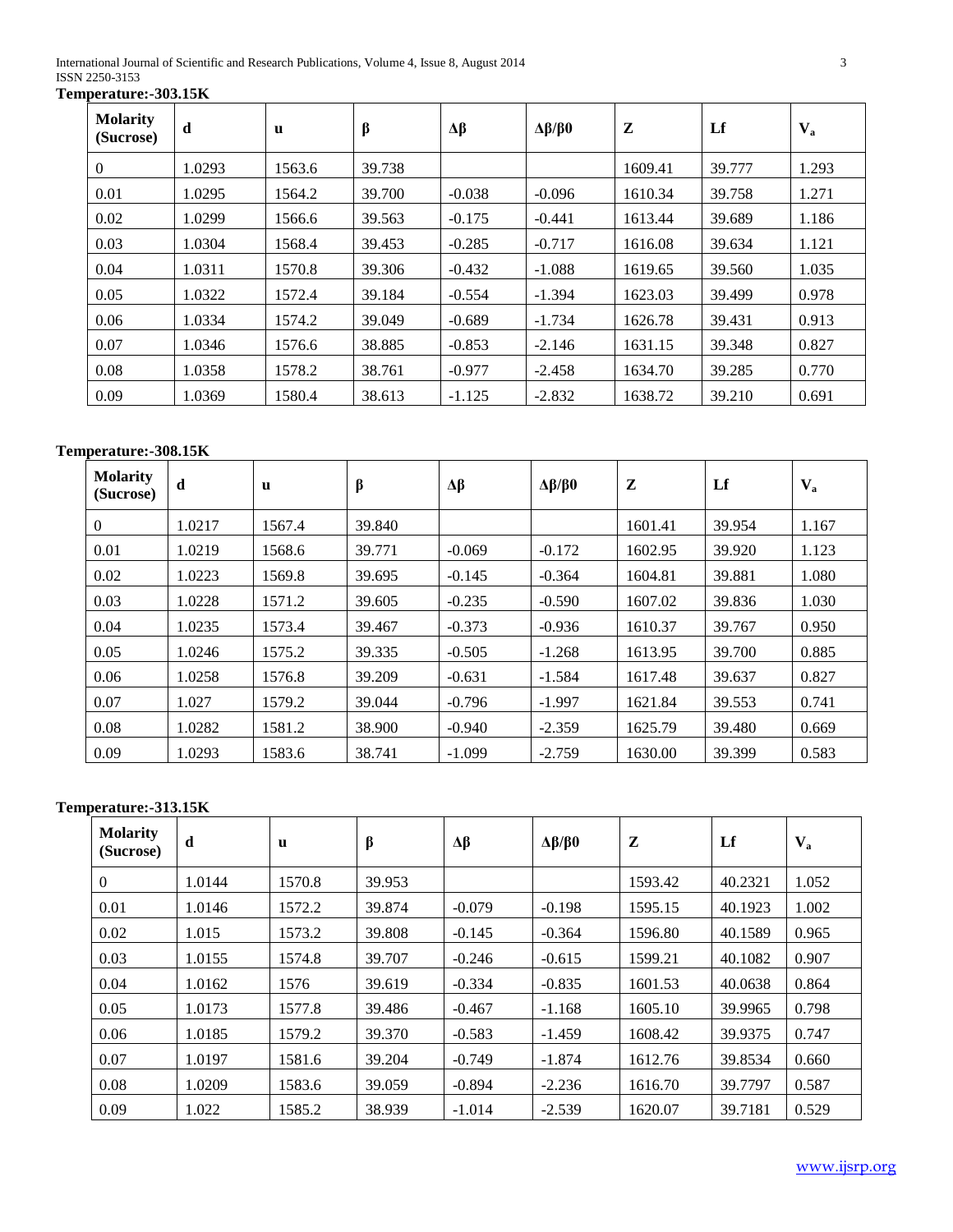**Temperature:-303.15K**

| Molarity (Sucrose) | d | u | β | Δβ | Δβ/β0 | Z | Lf | $V_a$ |
|---|---|---|---|---|---|---|---|---|
| 0 | 1.0293 | 1563.6 | 39.738 | | | 1609.41 | 39.777 | 1.293 |
| 0.01 | 1.0295 | 1564.2 | 39.700 | -0.038 | -0.096 | 1610.34 | 39.758 | 1.271 |
| 0.02 | 1.0299 | 1566.6 | 39.563 | -0.175 | -0.441 | 1613.44 | 39.689 | 1.186 |
| 0.03 | 1.0304 | 1568.4 | 39.453 | -0.285 | -0.717 | 1616.08 | 39.634 | 1.121 |
| 0.04 | 1.0311 | 1570.8 | 39.306 | -0.432 | -1.088 | 1619.65 | 39.560 | 1.035 |
| 0.05 | 1.0322 | 1572.4 | 39.184 | -0.554 | -1.394 | 1623.03 | 39.499 | 0.978 |
| 0.06 | 1.0334 | 1574.2 | 39.049 | -0.689 | -1.734 | 1626.78 | 39.431 | 0.913 |
| 0.07 | 1.0346 | 1576.6 | 38.885 | -0.853 | -2.146 | 1631.15 | 39.348 | 0.827 |
| 0.08 | 1.0358 | 1578.2 | 38.761 | -0.977 | -2.458 | 1634.70 | 39.285 | 0.770 |
| 0.09 | 1.0369 | 1580.4 | 38.613 | -1.125 | -2.832 | 1638.72 | 39.210 | 0.691 |

**Temperature:-308.15K**

| Molarity (Sucrose) | d | u | β | Δβ | Δβ/β0 | Z | Lf | $V_a$ |
|---|---|---|---|---|---|---|---|---|
| 0 | 1.0217 | 1567.4 | 39.840 | | | 1601.41 | 39.954 | 1.167 |
| 0.01 | 1.0219 | 1568.6 | 39.771 | -0.069 | -0.172 | 1602.95 | 39.920 | 1.123 |
| 0.02 | 1.0223 | 1569.8 | 39.695 | -0.145 | -0.364 | 1604.81 | 39.881 | 1.080 |
| 0.03 | 1.0228 | 1571.2 | 39.605 | -0.235 | -0.590 | 1607.02 | 39.836 | 1.030 |
| 0.04 | 1.0235 | 1573.4 | 39.467 | -0.373 | -0.936 | 1610.37 | 39.767 | 0.950 |
| 0.05 | 1.0246 | 1575.2 | 39.335 | -0.505 | -1.268 | 1613.95 | 39.700 | 0.885 |
| 0.06 | 1.0258 | 1576.8 | 39.209 | -0.631 | -1.584 | 1617.48 | 39.637 | 0.827 |
| 0.07 | 1.027 | 1579.2 | 39.044 | -0.796 | -1.997 | 1621.84 | 39.553 | 0.741 |
| 0.08 | 1.0282 | 1581.2 | 38.900 | -0.940 | -2.359 | 1625.79 | 39.480 | 0.669 |
| 0.09 | 1.0293 | 1583.6 | 38.741 | -1.099 | -2.759 | 1630.00 | 39.399 | 0.583 |

**Temperature:-313.15K**

| Molarity (Sucrose) | d | u | β | Δβ | Δβ/β0 | Z | Lf | $V_a$ |
|---|---|---|---|---|---|---|---|---|
| 0 | 1.0144 | 1570.8 | 39.953 | | | 1593.42 | 40.2321 | 1.052 |
| 0.01 | 1.0146 | 1572.2 | 39.874 | -0.079 | -0.198 | 1595.15 | 40.1923 | 1.002 |
| 0.02 | 1.015 | 1573.2 | 39.808 | -0.145 | -0.364 | 1596.80 | 40.1589 | 0.965 |
| 0.03 | 1.0155 | 1574.8 | 39.707 | -0.246 | -0.615 | 1599.21 | 40.1082 | 0.907 |
| 0.04 | 1.0162 | 1576 | 39.619 | -0.334 | -0.835 | 1601.53 | 40.0638 | 0.864 |
| 0.05 | 1.0173 | 1577.8 | 39.486 | -0.467 | -1.168 | 1605.10 | 39.9965 | 0.798 |
| 0.06 | 1.0185 | 1579.2 | 39.370 | -0.583 | -1.459 | 1608.42 | 39.9375 | 0.747 |
| 0.07 | 1.0197 | 1581.6 | 39.204 | -0.749 | -1.874 | 1612.76 | 39.8534 | 0.660 |
| 0.08 | 1.0209 | 1583.6 | 39.059 | -0.894 | -2.236 | 1616.70 | 39.7797 | 0.587 |
| 0.09 | 1.022 | 1585.2 | 38.939 | -1.014 | -2.539 | 1620.07 | 39.7181 | 0.529 |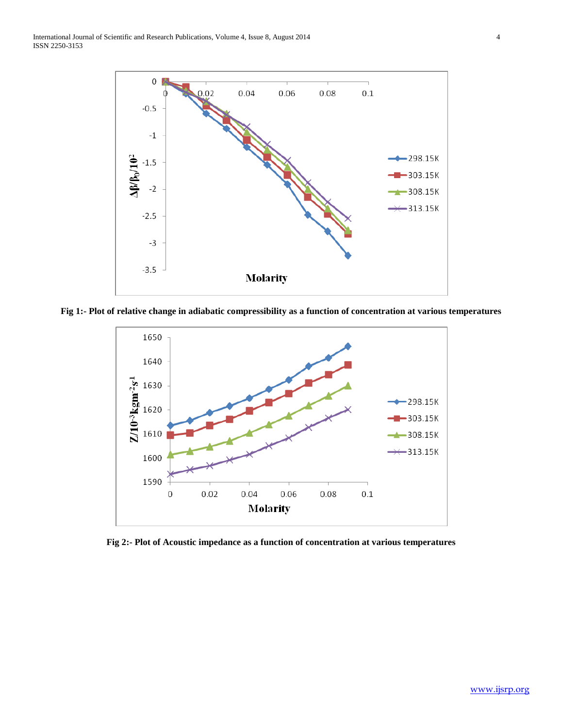Fig 1:- Plot of relative change in adiabatic compressibility as a function of concentration at various temperatures

Fig 2:- Plot of Acoustic impedance as a function of concentration at various temperatures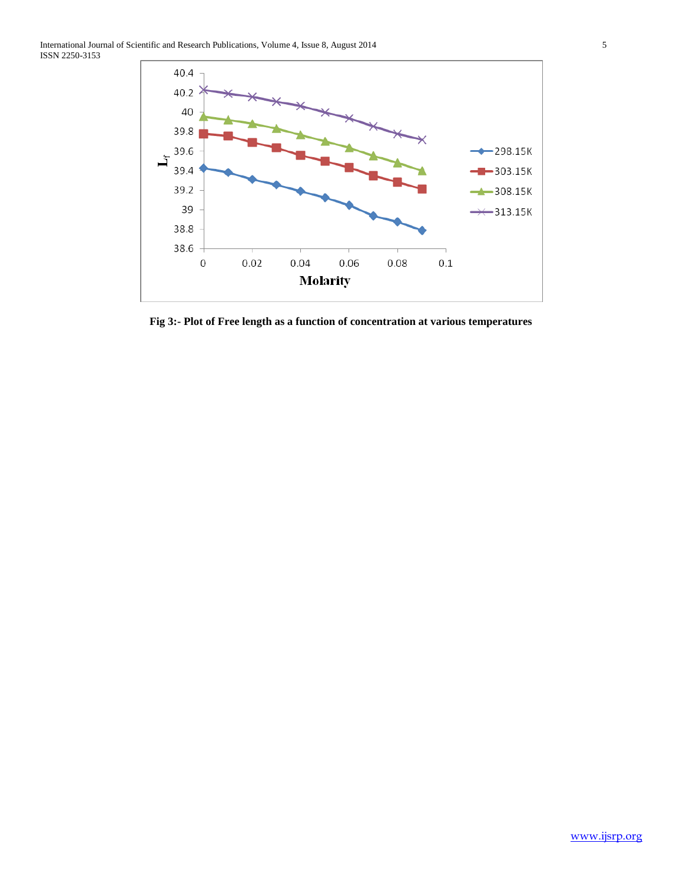40.4
40.2
40
39.8
39.6
39.4
39.2
39
38.8
38.6

$L_f$

0
0.02
0.04
0.06
0.08
0.1

Molarity

298.15K
303.15K
308.15K
313.15K

**Fig 3:- Plot of Free length as a function of concentration at various temperatures**